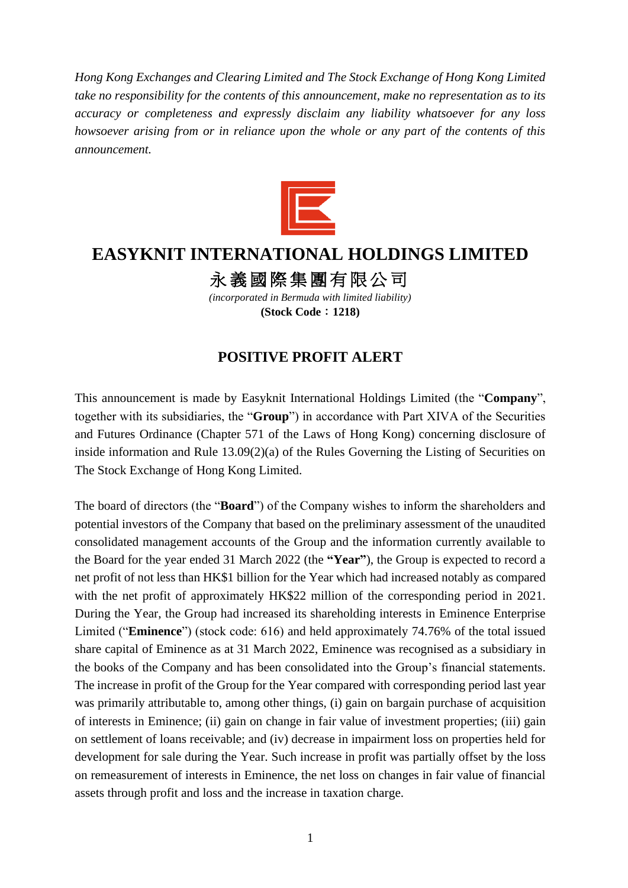*Hong Kong Exchanges and Clearing Limited and The Stock Exchange of Hong Kong Limited take no responsibility for the contents of this announcement, make no representation as to its accuracy or completeness and expressly disclaim any liability whatsoever for any loss howsoever arising from or in reliance upon the whole or any part of the contents of this announcement.*

# EASYKNIT INTERNATIONAL HOLDINGS LIMITED

# 永義國際集團有限公司

*(incorporated in Bermuda with limited liability)*

**(Stock Code：1218)**

## POSITIVE PROFIT ALERT

This announcement is made by Easyknit International Holdings Limited (the "**Company**", together with its subsidiaries, the "**Group**") in accordance with Part XIVA of the Securities and Futures Ordinance (Chapter 571 of the Laws of Hong Kong) concerning disclosure of inside information and Rule 13.09(2)(a) of the Rules Governing the Listing of Securities on The Stock Exchange of Hong Kong Limited.

The board of directors (the "**Board**") of the Company wishes to inform the shareholders and potential investors of the Company that based on the preliminary assessment of the unaudited consolidated management accounts of the Group and the information currently available to the Board for the year ended 31 March 2022 (the **"Year"**), the Group is expected to record a net profit of not less than HK$1 billion for the Year which had increased notably as compared with the net profit of approximately HK$22 million of the corresponding period in 2021. During the Year, the Group had increased its shareholding interests in Eminence Enterprise Limited ("**Eminence**") (stock code: 616) and held approximately 74.76% of the total issued share capital of Eminence as at 31 March 2022, Eminence was recognised as a subsidiary in the books of the Company and has been consolidated into the Group's financial statements. The increase in profit of the Group for the Year compared with corresponding period last year was primarily attributable to, among other things, (i) gain on bargain purchase of acquisition of interests in Eminence; (ii) gain on change in fair value of investment properties; (iii) gain on settlement of loans receivable; and (iv) decrease in impairment loss on properties held for development for sale during the Year. Such increase in profit was partially offset by the loss on remeasurement of interests in Eminence, the net loss on changes in fair value of financial assets through profit and loss and the increase in taxation charge.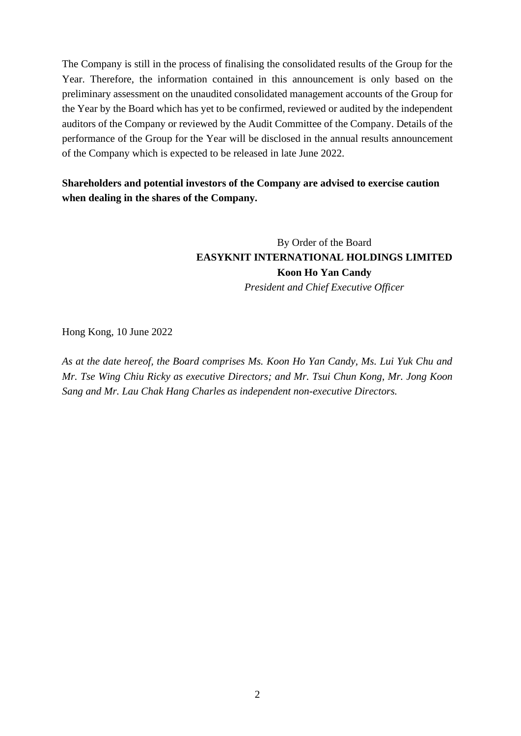The Company is still in the process of finalising the consolidated results of the Group for the Year. Therefore, the information contained in this announcement is only based on the preliminary assessment on the unaudited consolidated management accounts of the Group for the Year by the Board which has yet to be confirmed, reviewed or audited by the independent auditors of the Company or reviewed by the Audit Committee of the Company. Details of the performance of the Group for the Year will be disclosed in the annual results announcement of the Company which is expected to be released in late June 2022.

**Shareholders and potential investors of the Company are advised to exercise caution when dealing in the shares of the Company.**

By Order of the Board
**EASYKNIT INTERNATIONAL HOLDINGS LIMITED**
**Koon Ho Yan Candy**
*President and Chief Executive Officer*

Hong Kong, 10 June 2022

*As at the date hereof, the Board comprises Ms. Koon Ho Yan Candy, Ms. Lui Yuk Chu and Mr. Tse Wing Chiu Ricky as executive Directors; and Mr. Tsui Chun Kong, Mr. Jong Koon Sang and Mr. Lau Chak Hang Charles as independent non-executive Directors.*